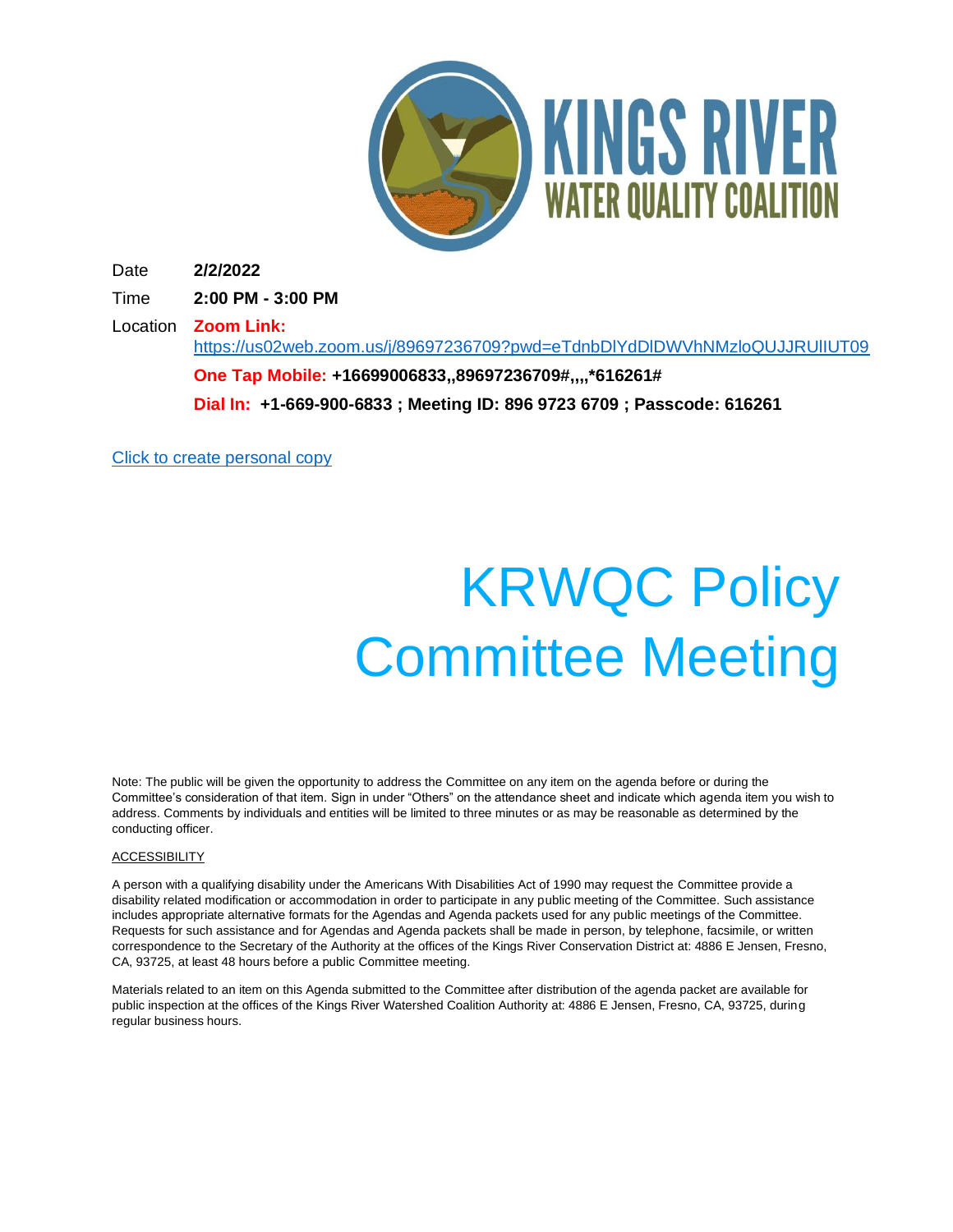KINGS RIVER
WATER QUALITY COALITION

Date **2/2/2022**

Time **2:00 PM - 3:00 PM**

Location **Zoom Link:**
https://us02web.zoom.us/j/89697236709?pwd=eTdnbDlYdDlDWVhNMzloQUJJRUlIUT09

**One Tap Mobile: +16699006833,,89697236709#,,,,*616261#**

**Dial In: +1-669-900-6833 ; Meeting ID: 896 9723 6709 ; Passcode: 616261**

Click to create personal copy

# KRWQC Policy Committee Meeting

Note: The public will be given the opportunity to address the Committee on any item on the agenda before or during the Committee's consideration of that item. Sign in under "Others" on the attendance sheet and indicate which agenda item you wish to address. Comments by individuals and entities will be limited to three minutes or as may be reasonable as determined by the conducting officer.

ACCESSIBILITY

A person with a qualifying disability under the Americans With Disabilities Act of 1990 may request the Committee provide a disability related modification or accommodation in order to participate in any public meeting of the Committee. Such assistance includes appropriate alternative formats for the Agendas and Agenda packets used for any public meetings of the Committee. Requests for such assistance and for Agendas and Agenda packets shall be made in person, by telephone, facsimile, or written correspondence to the Secretary of the Authority at the offices of the Kings River Conservation District at: 4886 E Jensen, Fresno, CA, 93725, at least 48 hours before a public Committee meeting.

Materials related to an item on this Agenda submitted to the Committee after distribution of the agenda packet are available for public inspection at the offices of the Kings River Watershed Coalition Authority at: 4886 E Jensen, Fresno, CA, 93725, during regular business hours.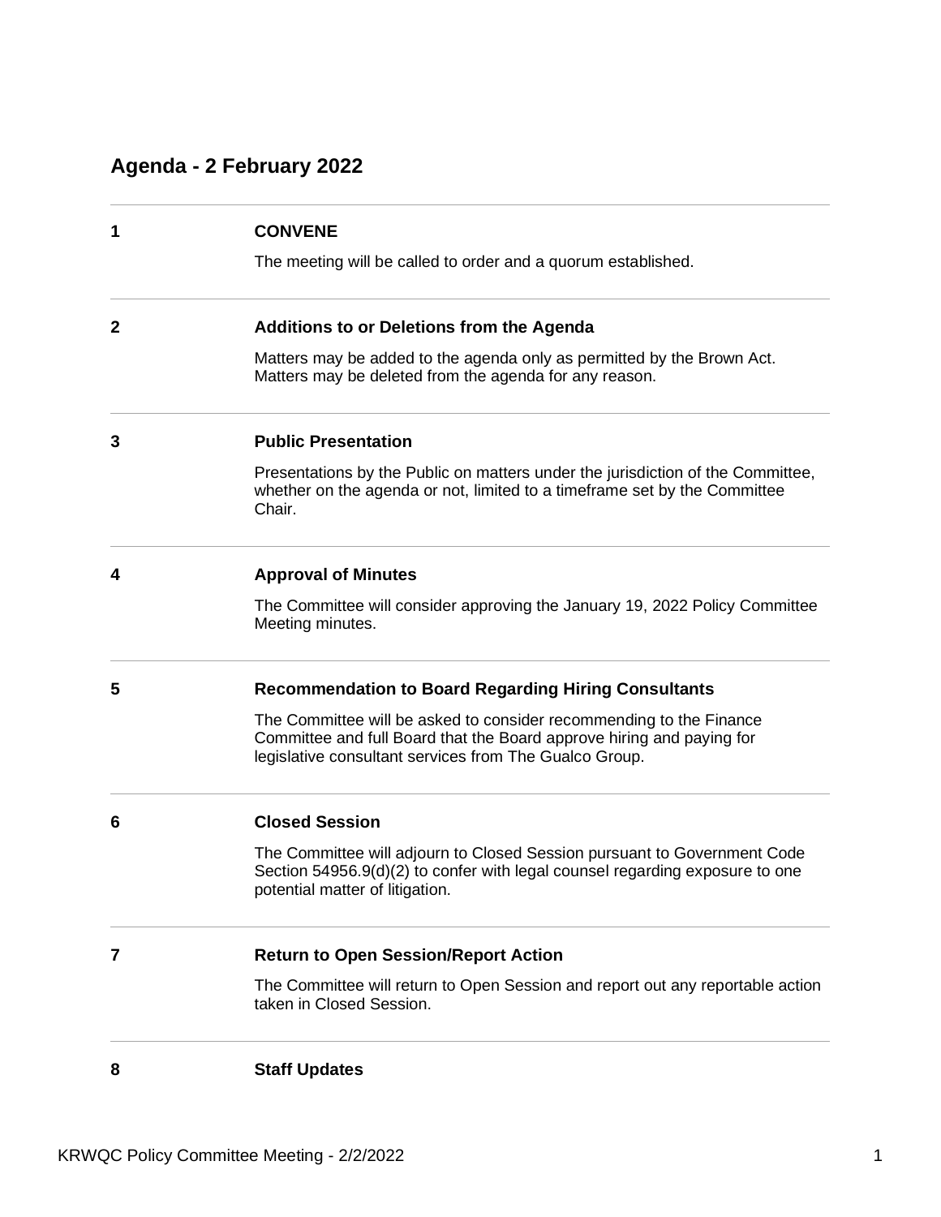## Agenda - 2 February 2022

---

**1** **CONVENE**

The meeting will be called to order and a quorum established.

---

**2** **Additions to or Deletions from the Agenda**

Matters may be added to the agenda only as permitted by the Brown Act. Matters may be deleted from the agenda for any reason.

---

**3** **Public Presentation**

Presentations by the Public on matters under the jurisdiction of the Committee, whether on the agenda or not, limited to a timeframe set by the Committee Chair.

---

**4** **Approval of Minutes**

The Committee will consider approving the January 19, 2022 Policy Committee Meeting minutes.

---

**5** **Recommendation to Board Regarding Hiring Consultants**

The Committee will be asked to consider recommending to the Finance Committee and full Board that the Board approve hiring and paying for legislative consultant services from The Gualco Group.

---

**6** **Closed Session**

The Committee will adjourn to Closed Session pursuant to Government Code Section 54956.9(d)(2) to confer with legal counsel regarding exposure to one potential matter of litigation.

---

**7** **Return to Open Session/Report Action**

The Committee will return to Open Session and report out any reportable action taken in Closed Session.

---

**8** **Staff Updates**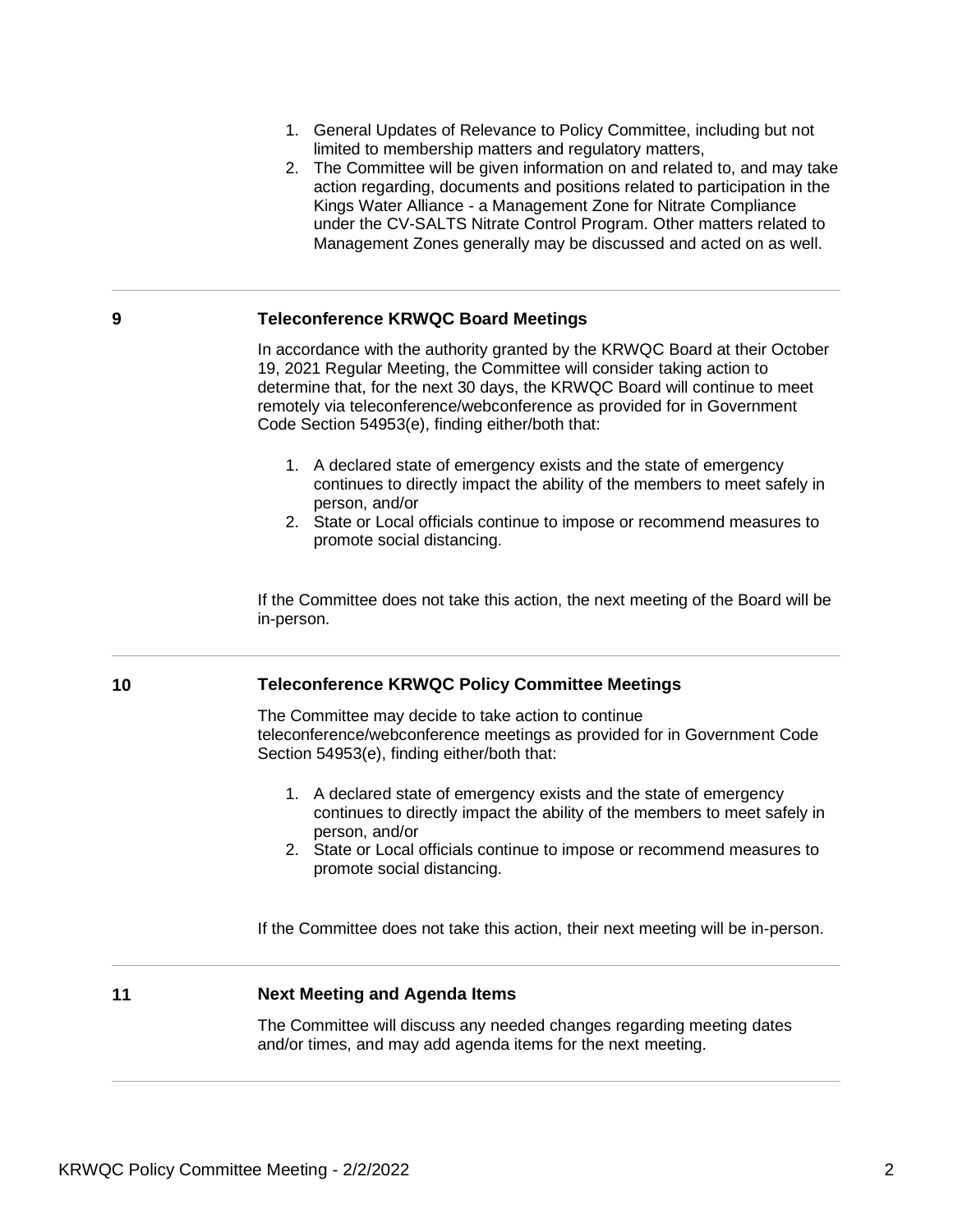1. General Updates of Relevance to Policy Committee, including but not limited to membership matters and regulatory matters,
2. The Committee will be given information on and related to, and may take action regarding, documents and positions related to participation in the Kings Water Alliance - a Management Zone for Nitrate Compliance under the CV-SALTS Nitrate Control Program. Other matters related to Management Zones generally may be discussed and acted on as well.

---

## 9 Teleconference KRWQC Board Meetings

In accordance with the authority granted by the KRWQC Board at their October 19, 2021 Regular Meeting, the Committee will consider taking action to determine that, for the next 30 days, the KRWQC Board will continue to meet remotely via teleconference/webconference as provided for in Government Code Section 54953(e), finding either/both that:

1. A declared state of emergency exists and the state of emergency continues to directly impact the ability of the members to meet safely in person, and/or
2. State or Local officials continue to impose or recommend measures to promote social distancing.

If the Committee does not take this action, the next meeting of the Board will be in-person.

---

## 10 Teleconference KRWQC Policy Committee Meetings

The Committee may decide to take action to continue teleconference/webconference meetings as provided for in Government Code Section 54953(e), finding either/both that:

1. A declared state of emergency exists and the state of emergency continues to directly impact the ability of the members to meet safely in person, and/or
2. State or Local officials continue to impose or recommend measures to promote social distancing.

If the Committee does not take this action, their next meeting will be in-person.

---

## 11 Next Meeting and Agenda Items

The Committee will discuss any needed changes regarding meeting dates and/or times, and may add agenda items for the next meeting.

---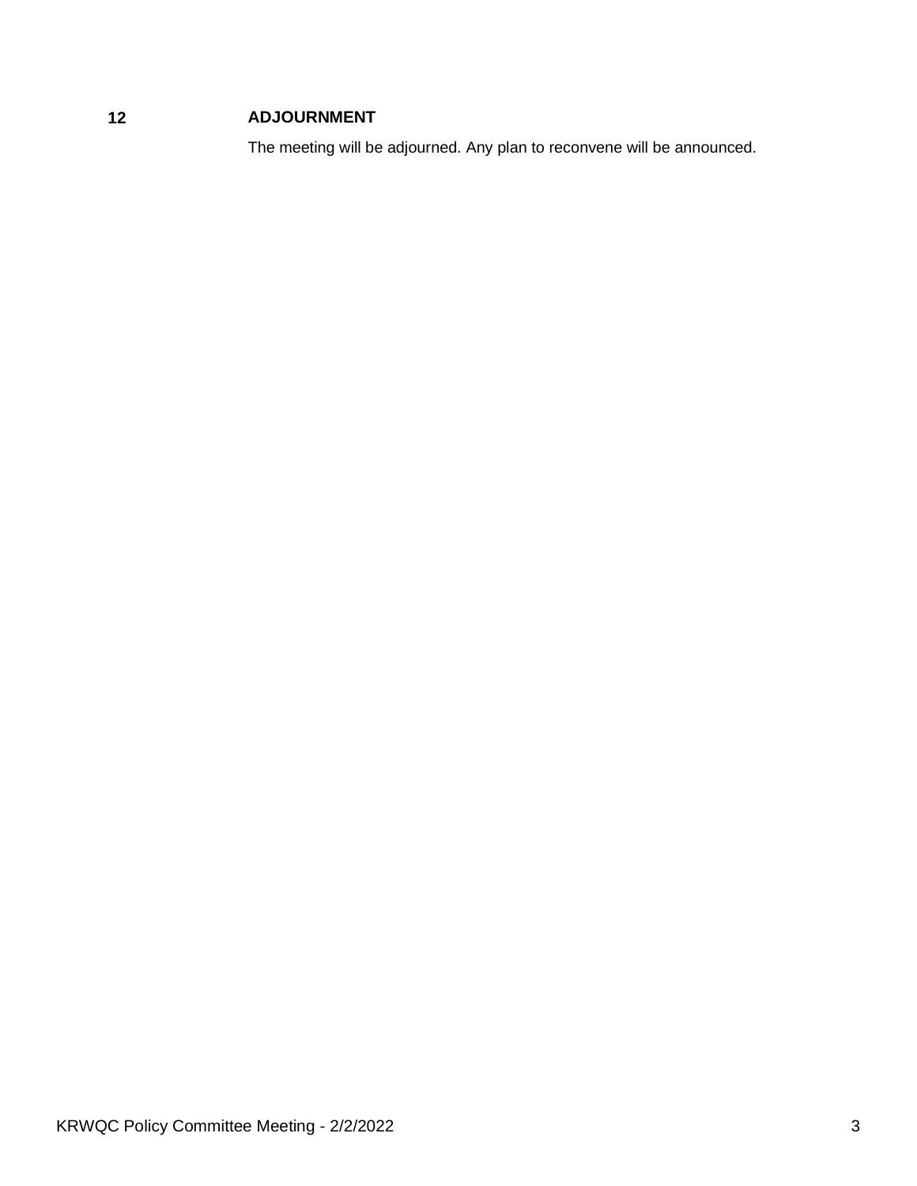**12** **ADJOURNMENT**

The meeting will be adjourned. Any plan to reconvene will be announced.